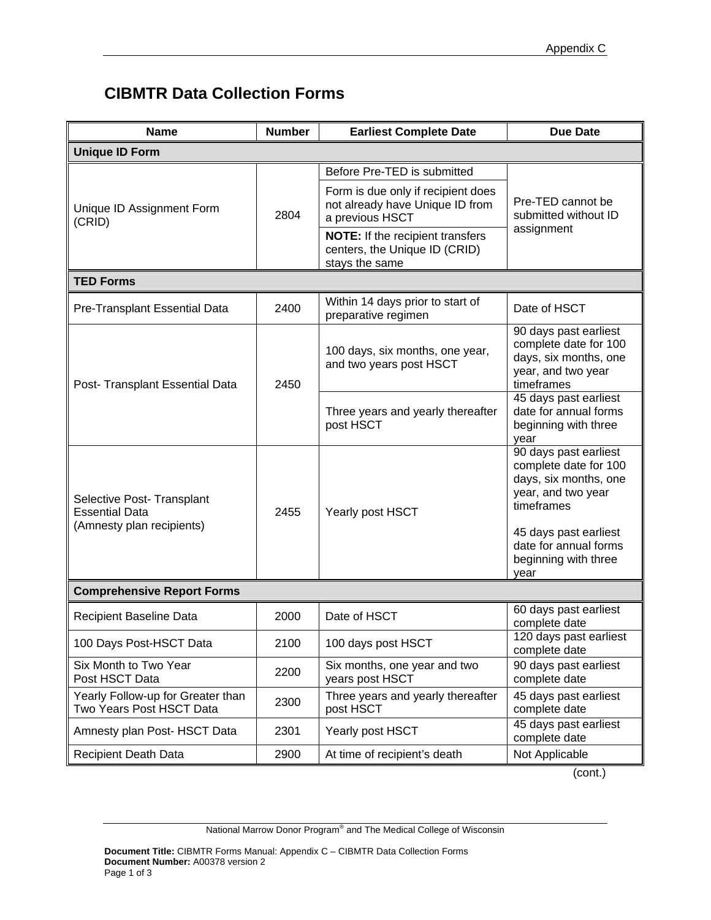# CIBMTR Data Collection Forms

| Name | Number | Earliest Complete Date | Due Date |
|---|---|---|---|
| **Unique ID Form** | | | |
| Unique ID Assignment Form (CRID) | 2804 | Before Pre-TED is submitted | Pre-TED cannot be submitted without ID assignment |
| | | Form is due only if recipient does not already have Unique ID from a previous HSCT | |
| | | **NOTE:** If the recipient transfers centers, the Unique ID (CRID) stays the same | |
| **TED Forms** | | | |
| Pre-Transplant Essential Data | 2400 | Within 14 days prior to start of preparative regimen | Date of HSCT |
| Post- Transplant Essential Data | 2450 | 100 days, six months, one year, and two years post HSCT | 90 days past earliest complete date for 100 days, six months, one year, and two year timeframes |
| | | Three years and yearly thereafter post HSCT | 45 days past earliest date for annual forms beginning with three year |
| Selective Post- Transplant Essential Data (Amnesty plan recipients) | 2455 | Yearly post HSCT | 90 days past earliest complete date for 100 days, six months, one year, and two year timeframes<br><br>45 days past earliest date for annual forms beginning with three year |
| **Comprehensive Report Forms** | | | |
| Recipient Baseline Data | 2000 | Date of HSCT | 60 days past earliest complete date |
| 100 Days Post-HSCT Data | 2100 | 100 days post HSCT | 120 days past earliest complete date |
| Six Month to Two Year Post HSCT Data | 2200 | Six months, one year and two years post HSCT | 90 days past earliest complete date |
| Yearly Follow-up for Greater than Two Years Post HSCT Data | 2300 | Three years and yearly thereafter post HSCT | 45 days past earliest complete date |
| Amnesty plan Post- HSCT Data | 2301 | Yearly post HSCT | 45 days past earliest complete date |
| Recipient Death Data | 2900 | At time of recipient's death | Not Applicable |

(cont.)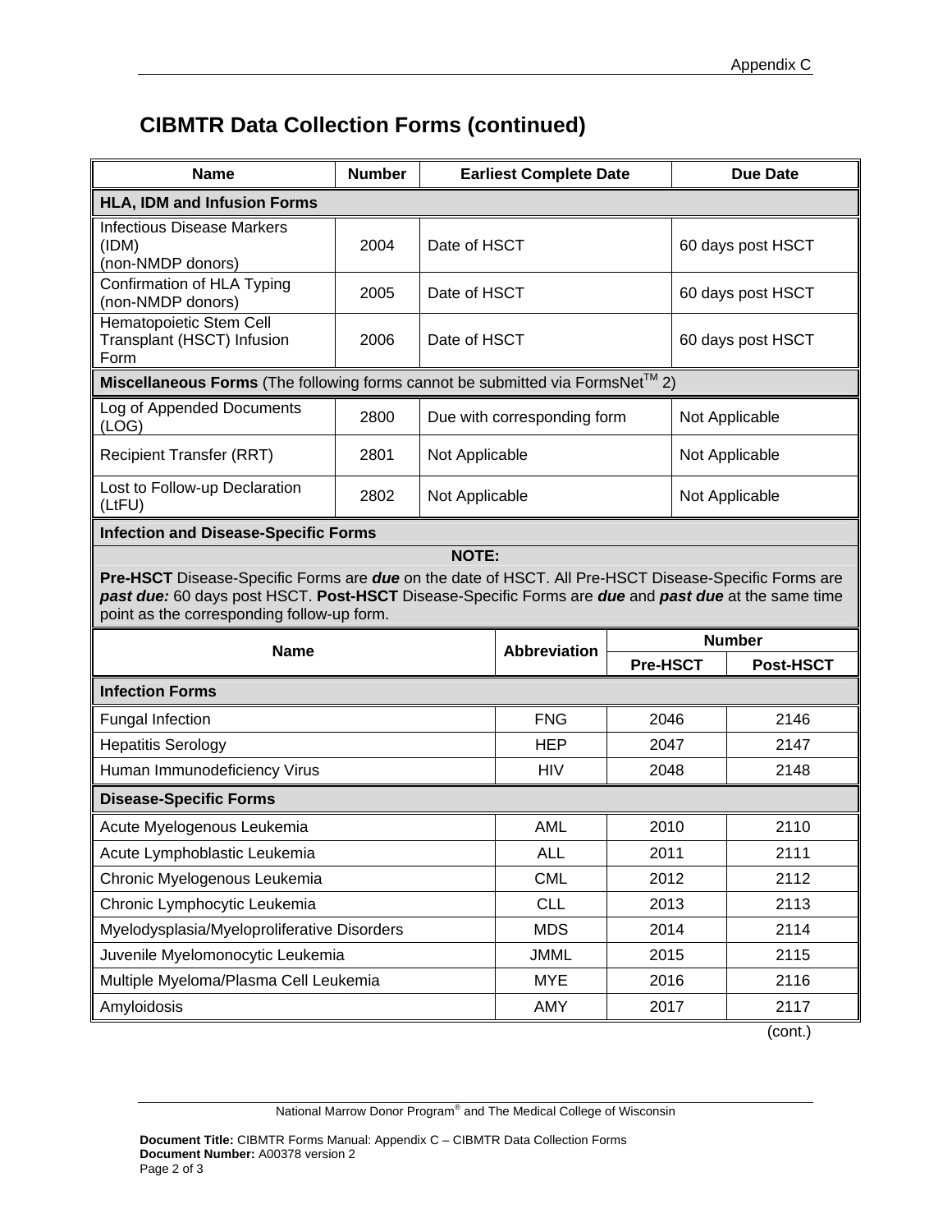## CIBMTR Data Collection Forms (continued)

| Name | Number | Earliest Complete Date | Due Date |
|---|---|---|---|
| **HLA, IDM and Infusion Forms** | | | |
| Infectious Disease Markers (IDM) (non-NMDP donors) | 2004 | Date of HSCT | 60 days post HSCT |
| Confirmation of HLA Typing (non-NMDP donors) | 2005 | Date of HSCT | 60 days post HSCT |
| Hematopoietic Stem Cell Transplant (HSCT) Infusion Form | 2006 | Date of HSCT | 60 days post HSCT |
| **Miscellaneous Forms** (The following forms cannot be submitted via FormsNet™ 2) | | | |
| Log of Appended Documents (LOG) | 2800 | Due with corresponding form | Not Applicable |
| Recipient Transfer (RRT) | 2801 | Not Applicable | Not Applicable |
| Lost to Follow-up Declaration (LtFU) | 2802 | Not Applicable | Not Applicable |

**Infection and Disease-Specific Forms**

**NOTE:**

**Pre-HSCT** Disease-Specific Forms are ***due*** on the date of HSCT. All Pre-HSCT Disease-Specific Forms are ***past due:*** 60 days post HSCT. **Post-HSCT** Disease-Specific Forms are ***due*** and ***past due*** at the same time point as the corresponding follow-up form.

| Name | Abbreviation | Number | |
|---|---|---|---|
| | | Pre-HSCT | Post-HSCT |
| **Infection Forms** | | | |
| Fungal Infection | FNG | 2046 | 2146 |
| Hepatitis Serology | HEP | 2047 | 2147 |
| Human Immunodeficiency Virus | HIV | 2048 | 2148 |
| **Disease-Specific Forms** | | | |
| Acute Myelogenous Leukemia | AML | 2010 | 2110 |
| Acute Lymphoblastic Leukemia | ALL | 2011 | 2111 |
| Chronic Myelogenous Leukemia | CML | 2012 | 2112 |
| Chronic Lymphocytic Leukemia | CLL | 2013 | 2113 |
| Myelodysplasia/Myeloproliferative Disorders | MDS | 2014 | 2114 |
| Juvenile Myelomonocytic Leukemia | JMML | 2015 | 2115 |
| Multiple Myeloma/Plasma Cell Leukemia | MYE | 2016 | 2116 |
| Amyloidosis | AMY | 2017 | 2117 |

(cont.)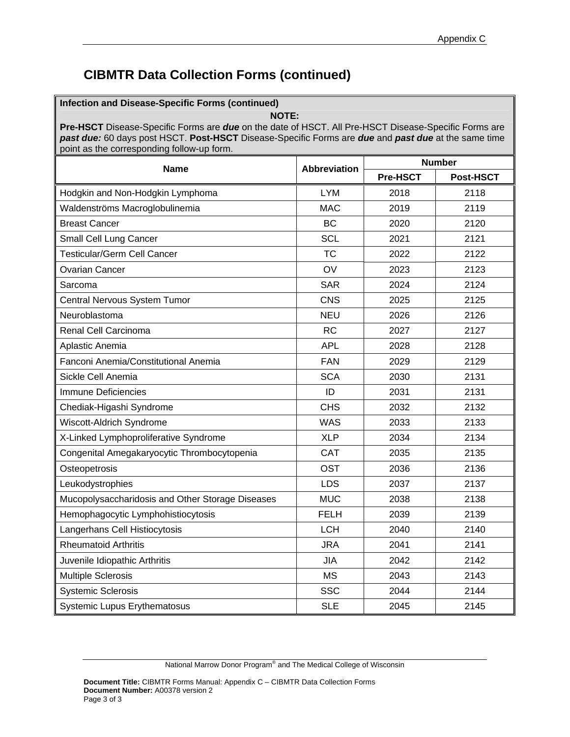# CIBMTR Data Collection Forms (continued)

**Infection and Disease-Specific Forms (continued)**

**NOTE:**

**Pre-HSCT** Disease-Specific Forms are ***due*** on the date of HSCT. All Pre-HSCT Disease-Specific Forms are ***past due:*** 60 days post HSCT. **Post-HSCT** Disease-Specific Forms are ***due*** and ***past due*** at the same time point as the corresponding follow-up form.

| Name | Abbreviation | Number | |
|---|---|---|---|
| | | **Pre-HSCT** | **Post-HSCT** |
| Hodgkin and Non-Hodgkin Lymphoma | LYM | 2018 | 2118 |
| Waldenströms Macroglobulinemia | MAC | 2019 | 2119 |
| Breast Cancer | BC | 2020 | 2120 |
| Small Cell Lung Cancer | SCL | 2021 | 2121 |
| Testicular/Germ Cell Cancer | TC | 2022 | 2122 |
| Ovarian Cancer | OV | 2023 | 2123 |
| Sarcoma | SAR | 2024 | 2124 |
| Central Nervous System Tumor | CNS | 2025 | 2125 |
| Neuroblastoma | NEU | 2026 | 2126 |
| Renal Cell Carcinoma | RC | 2027 | 2127 |
| Aplastic Anemia | APL | 2028 | 2128 |
| Fanconi Anemia/Constitutional Anemia | FAN | 2029 | 2129 |
| Sickle Cell Anemia | SCA | 2030 | 2131 |
| Immune Deficiencies | ID | 2031 | 2131 |
| Chediak-Higashi Syndrome | CHS | 2032 | 2132 |
| Wiscott-Aldrich Syndrome | WAS | 2033 | 2133 |
| X-Linked Lymphoproliferative Syndrome | XLP | 2034 | 2134 |
| Congenital Amegakaryocytic Thrombocytopenia | CAT | 2035 | 2135 |
| Osteopetrosis | OST | 2036 | 2136 |
| Leukodystrophies | LDS | 2037 | 2137 |
| Mucopolysaccharidosis and Other Storage Diseases | MUC | 2038 | 2138 |
| Hemophagocytic Lymphohistiocytosis | FELH | 2039 | 2139 |
| Langerhans Cell Histiocytosis | LCH | 2040 | 2140 |
| Rheumatoid Arthritis | JRA | 2041 | 2141 |
| Juvenile Idiopathic Arthritis | JIA | 2042 | 2142 |
| Multiple Sclerosis | MS | 2043 | 2143 |
| Systemic Sclerosis | SSC | 2044 | 2144 |
| Systemic Lupus Erythematosus | SLE | 2045 | 2145 |

National Marrow Donor Program® and The Medical College of Wisconsin

**Document Title:** CIBMTR Forms Manual: Appendix C – CIBMTR Data Collection Forms
**Document Number:** A00378 version 2